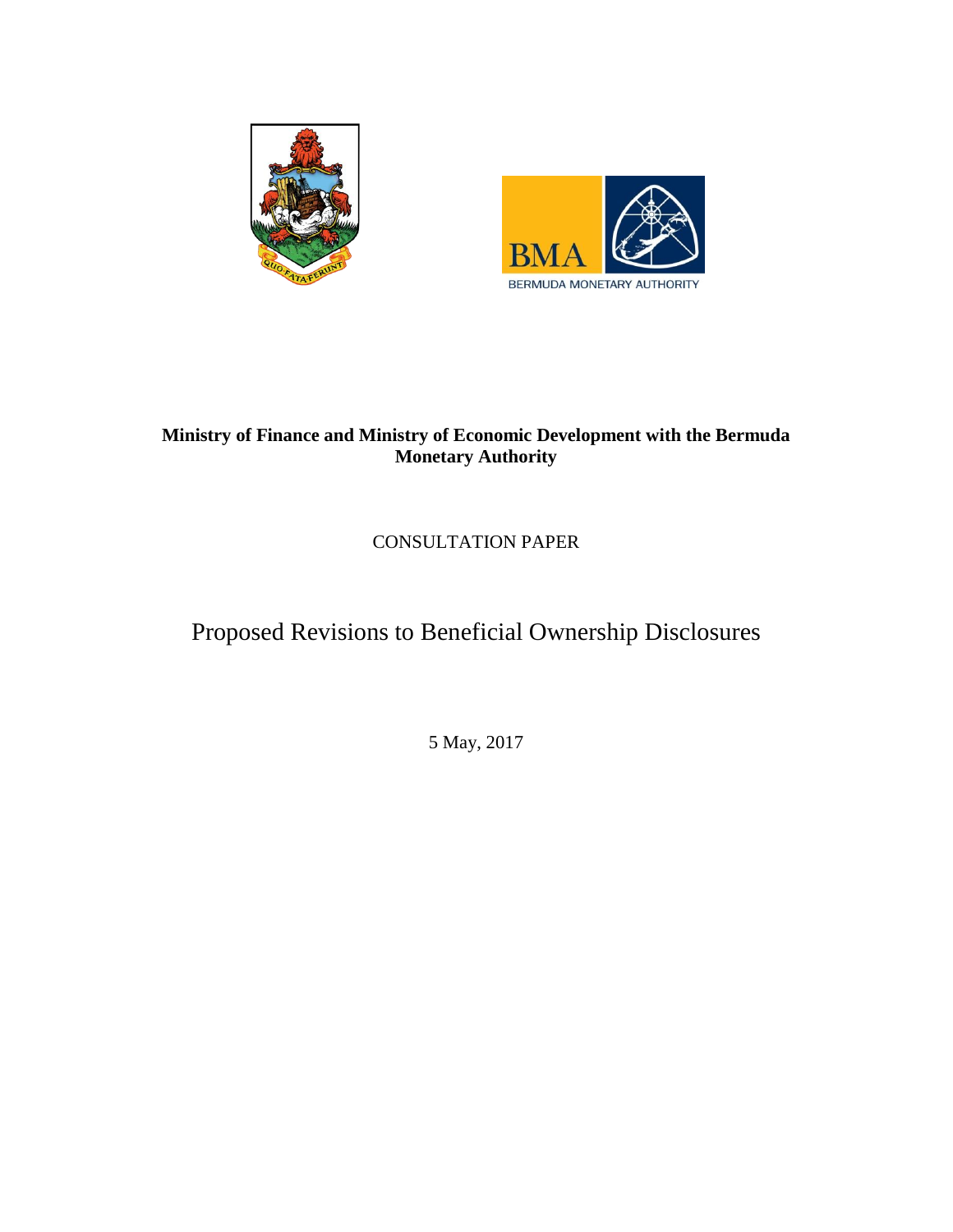**Ministry of Finance and Ministry of Economic Development with the Bermuda Monetary Authority**

CONSULTATION PAPER

# Proposed Revisions to Beneficial Ownership Disclosures

5 May, 2017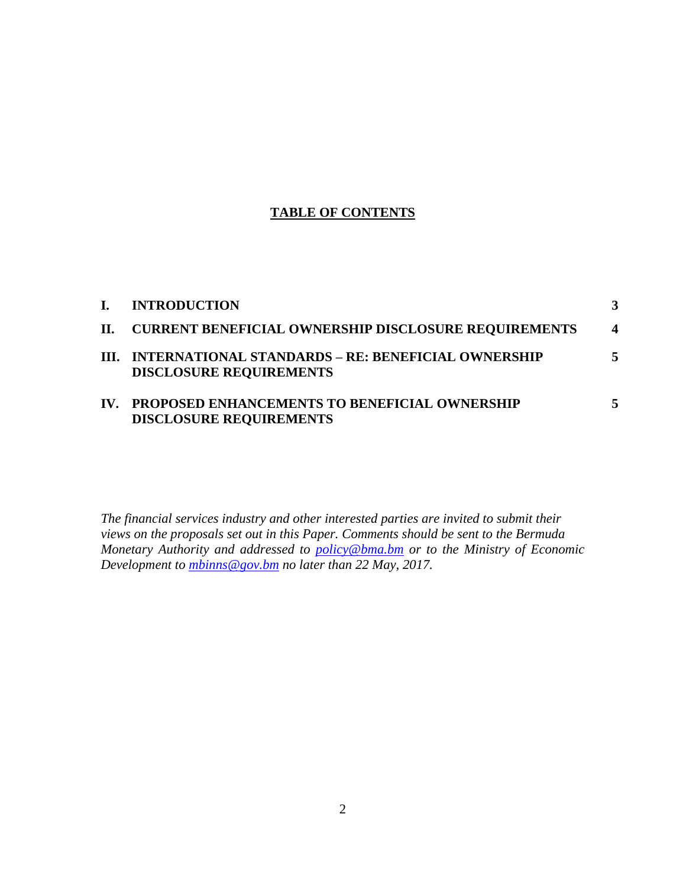## TABLE OF CONTENTS

| | | |
|---|---|---|
| **I.** | **INTRODUCTION** | **3** |
| **II.** | **CURRENT BENEFICIAL OWNERSHIP DISCLOSURE REQUIREMENTS** | **4** |
| **III.** | **INTERNATIONAL STANDARDS – RE: BENEFICIAL OWNERSHIP DISCLOSURE REQUIREMENTS** | **5** |
| **IV.** | **PROPOSED ENHANCEMENTS TO BENEFICIAL OWNERSHIP DISCLOSURE REQUIREMENTS** | **5** |

*The financial services industry and other interested parties are invited to submit their views on the proposals set out in this Paper. Comments should be sent to the Bermuda Monetary Authority and addressed to [policy@bma.bm](mailto:policy@bma.bm) or to the Ministry of Economic Development to [mbinns@gov.bm](mailto:mbinns@gov.bm) no later than 22 May, 2017.*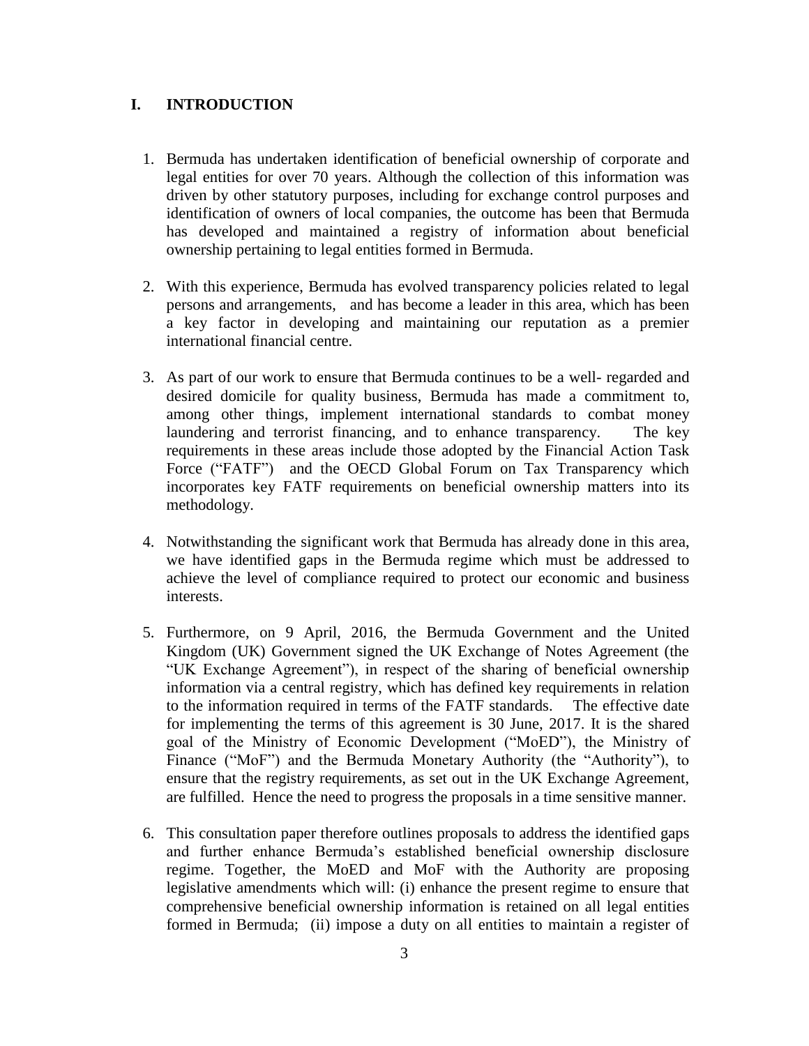## I. INTRODUCTION

1. Bermuda has undertaken identification of beneficial ownership of corporate and legal entities for over 70 years. Although the collection of this information was driven by other statutory purposes, including for exchange control purposes and identification of owners of local companies, the outcome has been that Bermuda has developed and maintained a registry of information about beneficial ownership pertaining to legal entities formed in Bermuda.

2. With this experience, Bermuda has evolved transparency policies related to legal persons and arrangements, and has become a leader in this area, which has been a key factor in developing and maintaining our reputation as a premier international financial centre.

3. As part of our work to ensure that Bermuda continues to be a well- regarded and desired domicile for quality business, Bermuda has made a commitment to, among other things, implement international standards to combat money laundering and terrorist financing, and to enhance transparency. The key requirements in these areas include those adopted by the Financial Action Task Force ("FATF") and the OECD Global Forum on Tax Transparency which incorporates key FATF requirements on beneficial ownership matters into its methodology.

4. Notwithstanding the significant work that Bermuda has already done in this area, we have identified gaps in the Bermuda regime which must be addressed to achieve the level of compliance required to protect our economic and business interests.

5. Furthermore, on 9 April, 2016, the Bermuda Government and the United Kingdom (UK) Government signed the UK Exchange of Notes Agreement (the "UK Exchange Agreement"), in respect of the sharing of beneficial ownership information via a central registry, which has defined key requirements in relation to the information required in terms of the FATF standards. The effective date for implementing the terms of this agreement is 30 June, 2017. It is the shared goal of the Ministry of Economic Development ("MoED"), the Ministry of Finance ("MoF") and the Bermuda Monetary Authority (the "Authority"), to ensure that the registry requirements, as set out in the UK Exchange Agreement, are fulfilled. Hence the need to progress the proposals in a time sensitive manner.

6. This consultation paper therefore outlines proposals to address the identified gaps and further enhance Bermuda's established beneficial ownership disclosure regime. Together, the MoED and MoF with the Authority are proposing legislative amendments which will: (i) enhance the present regime to ensure that comprehensive beneficial ownership information is retained on all legal entities formed in Bermuda; (ii) impose a duty on all entities to maintain a register of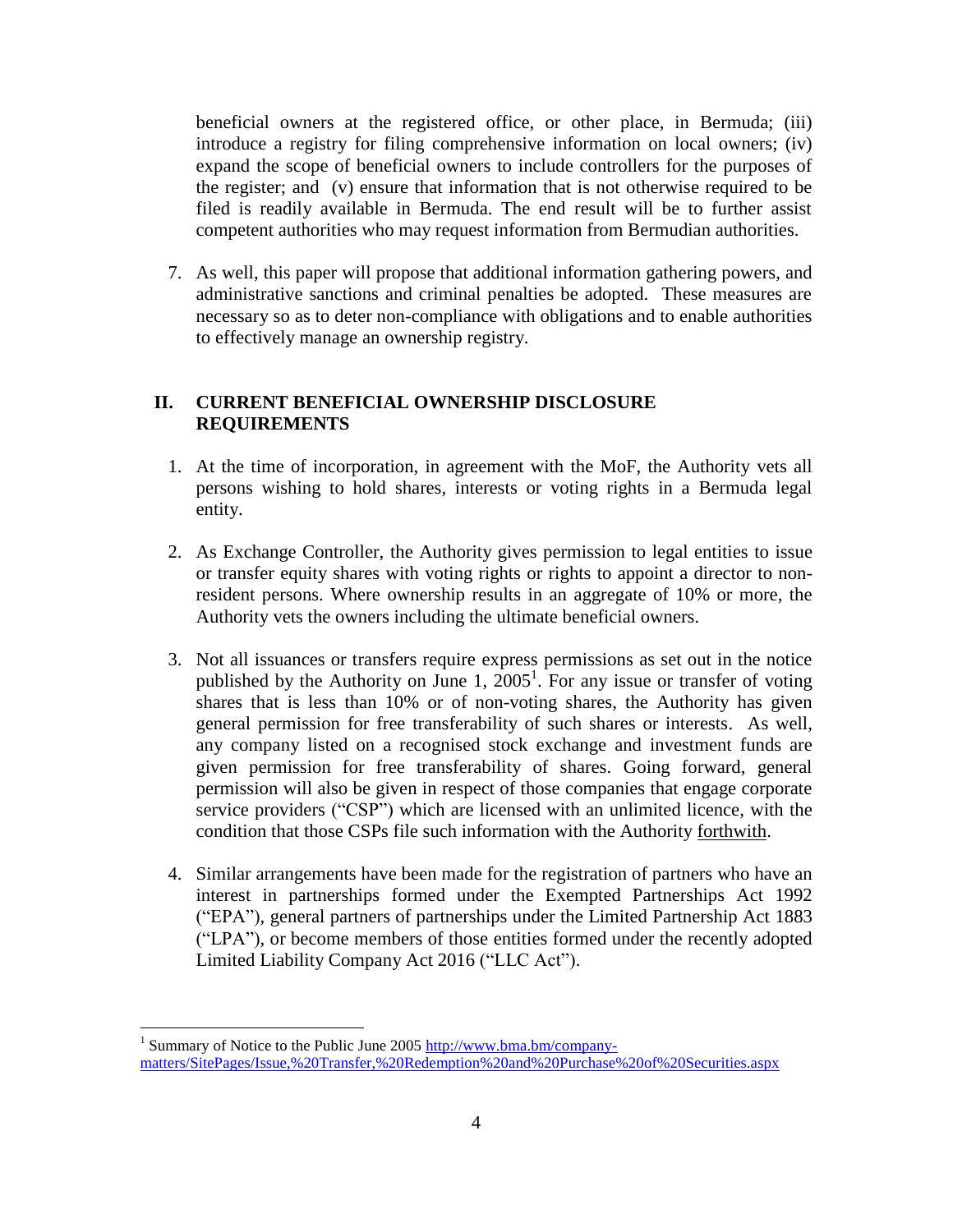beneficial owners at the registered office, or other place, in Bermuda; (iii) introduce a registry for filing comprehensive information on local owners; (iv) expand the scope of beneficial owners to include controllers for the purposes of the register; and (v) ensure that information that is not otherwise required to be filed is readily available in Bermuda. The end result will be to further assist competent authorities who may request information from Bermudian authorities.

7. As well, this paper will propose that additional information gathering powers, and administrative sanctions and criminal penalties be adopted. These measures are necessary so as to deter non-compliance with obligations and to enable authorities to effectively manage an ownership registry.

## II. CURRENT BENEFICIAL OWNERSHIP DISCLOSURE REQUIREMENTS

1. At the time of incorporation, in agreement with the MoF, the Authority vets all persons wishing to hold shares, interests or voting rights in a Bermuda legal entity.

2. As Exchange Controller, the Authority gives permission to legal entities to issue or transfer equity shares with voting rights or rights to appoint a director to non-resident persons. Where ownership results in an aggregate of 10% or more, the Authority vets the owners including the ultimate beneficial owners.

3. Not all issuances or transfers require express permissions as set out in the notice published by the Authority on June 1, 2005[1]. For any issue or transfer of voting shares that is less than 10% or of non-voting shares, the Authority has given general permission for free transferability of such shares or interests. As well, any company listed on a recognised stock exchange and investment funds are given permission for free transferability of shares. Going forward, general permission will also be given in respect of those companies that engage corporate service providers ("CSP") which are licensed with an unlimited licence, with the condition that those CSPs file such information with the Authority forthwith.

4. Similar arrangements have been made for the registration of partners who have an interest in partnerships formed under the Exempted Partnerships Act 1992 ("EPA"), general partners of partnerships under the Limited Partnership Act 1883 ("LPA"), or become members of those entities formed under the recently adopted Limited Liability Company Act 2016 ("LLC Act").

[1] Summary of Notice to the Public June 2005 http://www.bma.bm/company-matters/SitePages/Issue,%20Transfer,%20Redemption%20and%20Purchase%20of%20Securities.aspx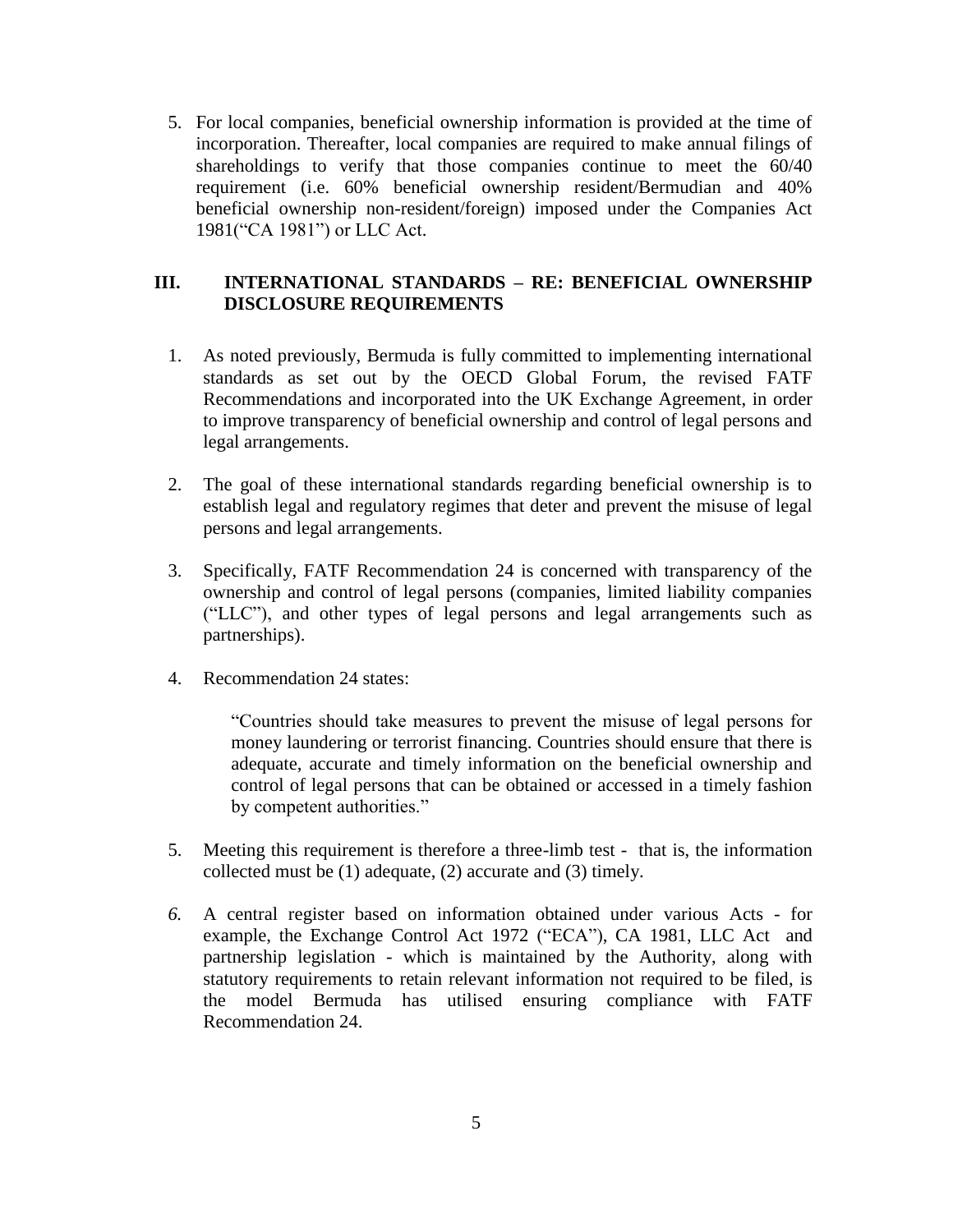5. For local companies, beneficial ownership information is provided at the time of incorporation. Thereafter, local companies are required to make annual filings of shareholdings to verify that those companies continue to meet the 60/40 requirement (i.e. 60% beneficial ownership resident/Bermudian and 40% beneficial ownership non-resident/foreign) imposed under the Companies Act 1981("CA 1981") or LLC Act.

## III. INTERNATIONAL STANDARDS – RE: BENEFICIAL OWNERSHIP DISCLOSURE REQUIREMENTS

1. As noted previously, Bermuda is fully committed to implementing international standards as set out by the OECD Global Forum, the revised FATF Recommendations and incorporated into the UK Exchange Agreement, in order to improve transparency of beneficial ownership and control of legal persons and legal arrangements.

2. The goal of these international standards regarding beneficial ownership is to establish legal and regulatory regimes that deter and prevent the misuse of legal persons and legal arrangements.

3. Specifically, FATF Recommendation 24 is concerned with transparency of the ownership and control of legal persons (companies, limited liability companies ("LLC"), and other types of legal persons and legal arrangements such as partnerships).

4. Recommendation 24 states:

   "Countries should take measures to prevent the misuse of legal persons for money laundering or terrorist financing. Countries should ensure that there is adequate, accurate and timely information on the beneficial ownership and control of legal persons that can be obtained or accessed in a timely fashion by competent authorities."

5. Meeting this requirement is therefore a three-limb test - that is, the information collected must be (1) adequate, (2) accurate and (3) timely.

6. A central register based on information obtained under various Acts - for example, the Exchange Control Act 1972 ("ECA"), CA 1981, LLC Act and partnership legislation - which is maintained by the Authority, along with statutory requirements to retain relevant information not required to be filed, is the model Bermuda has utilised ensuring compliance with FATF Recommendation 24.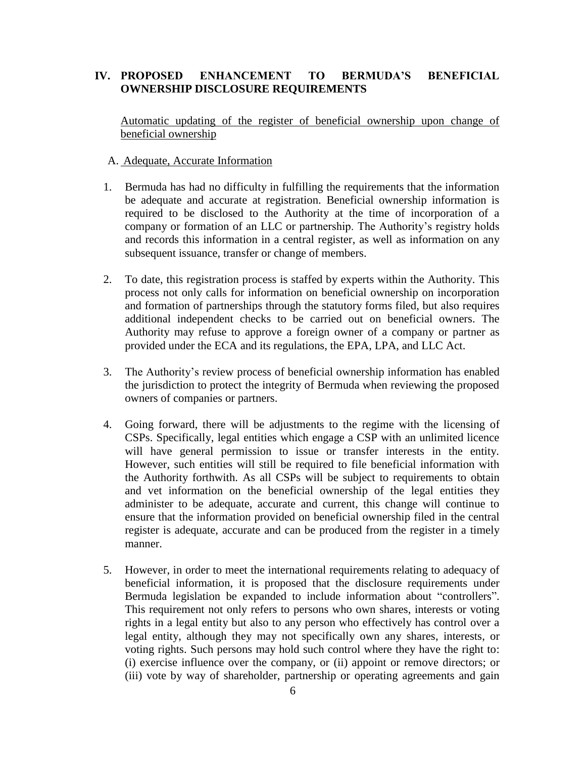## IV. PROPOSED ENHANCEMENT TO BERMUDA'S BENEFICIAL OWNERSHIP DISCLOSURE REQUIREMENTS

Automatic updating of the register of beneficial ownership upon change of beneficial ownership

### A. Adequate, Accurate Information

1. Bermuda has had no difficulty in fulfilling the requirements that the information be adequate and accurate at registration. Beneficial ownership information is required to be disclosed to the Authority at the time of incorporation of a company or formation of an LLC or partnership. The Authority's registry holds and records this information in a central register, as well as information on any subsequent issuance, transfer or change of members.

2. To date, this registration process is staffed by experts within the Authority. This process not only calls for information on beneficial ownership on incorporation and formation of partnerships through the statutory forms filed, but also requires additional independent checks to be carried out on beneficial owners. The Authority may refuse to approve a foreign owner of a company or partner as provided under the ECA and its regulations, the EPA, LPA, and LLC Act.

3. The Authority's review process of beneficial ownership information has enabled the jurisdiction to protect the integrity of Bermuda when reviewing the proposed owners of companies or partners.

4. Going forward, there will be adjustments to the regime with the licensing of CSPs. Specifically, legal entities which engage a CSP with an unlimited licence will have general permission to issue or transfer interests in the entity. However, such entities will still be required to file beneficial information with the Authority forthwith. As all CSPs will be subject to requirements to obtain and vet information on the beneficial ownership of the legal entities they administer to be adequate, accurate and current, this change will continue to ensure that the information provided on beneficial ownership filed in the central register is adequate, accurate and can be produced from the register in a timely manner.

5. However, in order to meet the international requirements relating to adequacy of beneficial information, it is proposed that the disclosure requirements under Bermuda legislation be expanded to include information about "controllers". This requirement not only refers to persons who own shares, interests or voting rights in a legal entity but also to any person who effectively has control over a legal entity, although they may not specifically own any shares, interests, or voting rights. Such persons may hold such control where they have the right to: (i) exercise influence over the company, or (ii) appoint or remove directors; or (iii) vote by way of shareholder, partnership or operating agreements and gain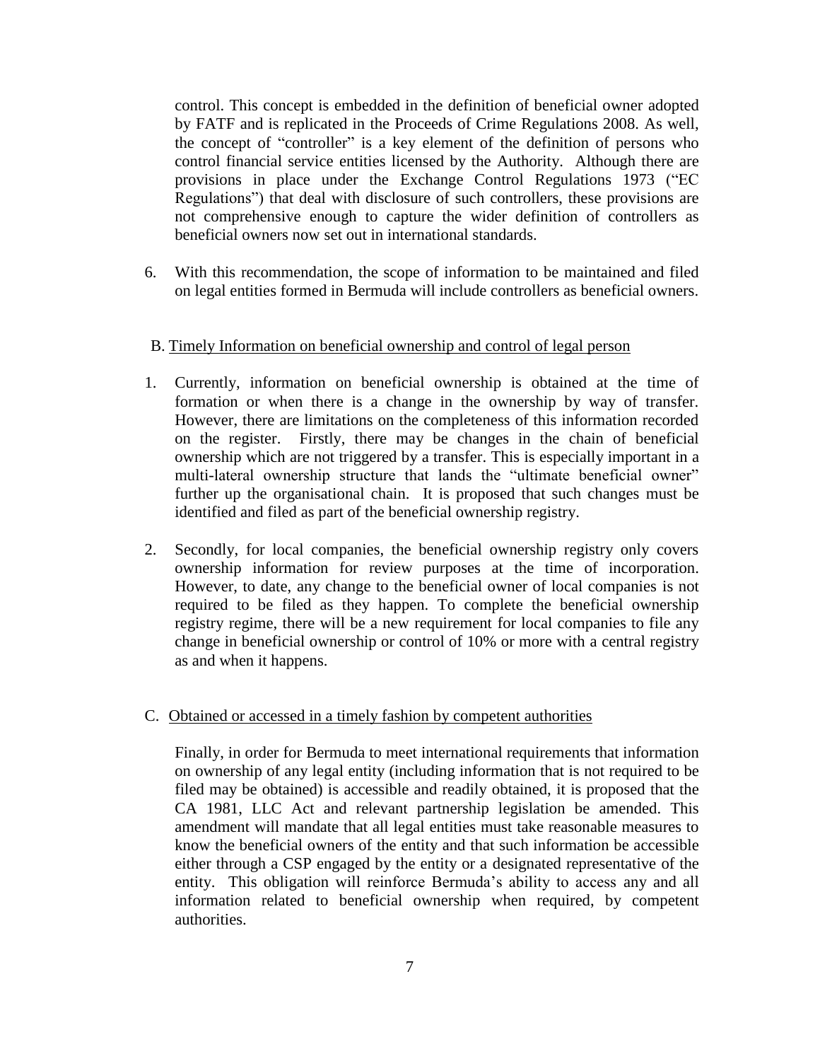control. This concept is embedded in the definition of beneficial owner adopted by FATF and is replicated in the Proceeds of Crime Regulations 2008. As well, the concept of "controller" is a key element of the definition of persons who control financial service entities licensed by the Authority. Although there are provisions in place under the Exchange Control Regulations 1973 ("EC Regulations") that deal with disclosure of such controllers, these provisions are not comprehensive enough to capture the wider definition of controllers as beneficial owners now set out in international standards.

6. With this recommendation, the scope of information to be maintained and filed on legal entities formed in Bermuda will include controllers as beneficial owners.

B. Timely Information on beneficial ownership and control of legal person

1. Currently, information on beneficial ownership is obtained at the time of formation or when there is a change in the ownership by way of transfer. However, there are limitations on the completeness of this information recorded on the register. Firstly, there may be changes in the chain of beneficial ownership which are not triggered by a transfer. This is especially important in a multi-lateral ownership structure that lands the "ultimate beneficial owner" further up the organisational chain. It is proposed that such changes must be identified and filed as part of the beneficial ownership registry.

2. Secondly, for local companies, the beneficial ownership registry only covers ownership information for review purposes at the time of incorporation. However, to date, any change to the beneficial owner of local companies is not required to be filed as they happen. To complete the beneficial ownership registry regime, there will be a new requirement for local companies to file any change in beneficial ownership or control of 10% or more with a central registry as and when it happens.

C. Obtained or accessed in a timely fashion by competent authorities

Finally, in order for Bermuda to meet international requirements that information on ownership of any legal entity (including information that is not required to be filed may be obtained) is accessible and readily obtained, it is proposed that the CA 1981, LLC Act and relevant partnership legislation be amended. This amendment will mandate that all legal entities must take reasonable measures to know the beneficial owners of the entity and that such information be accessible either through a CSP engaged by the entity or a designated representative of the entity. This obligation will reinforce Bermuda's ability to access any and all information related to beneficial ownership when required, by competent authorities.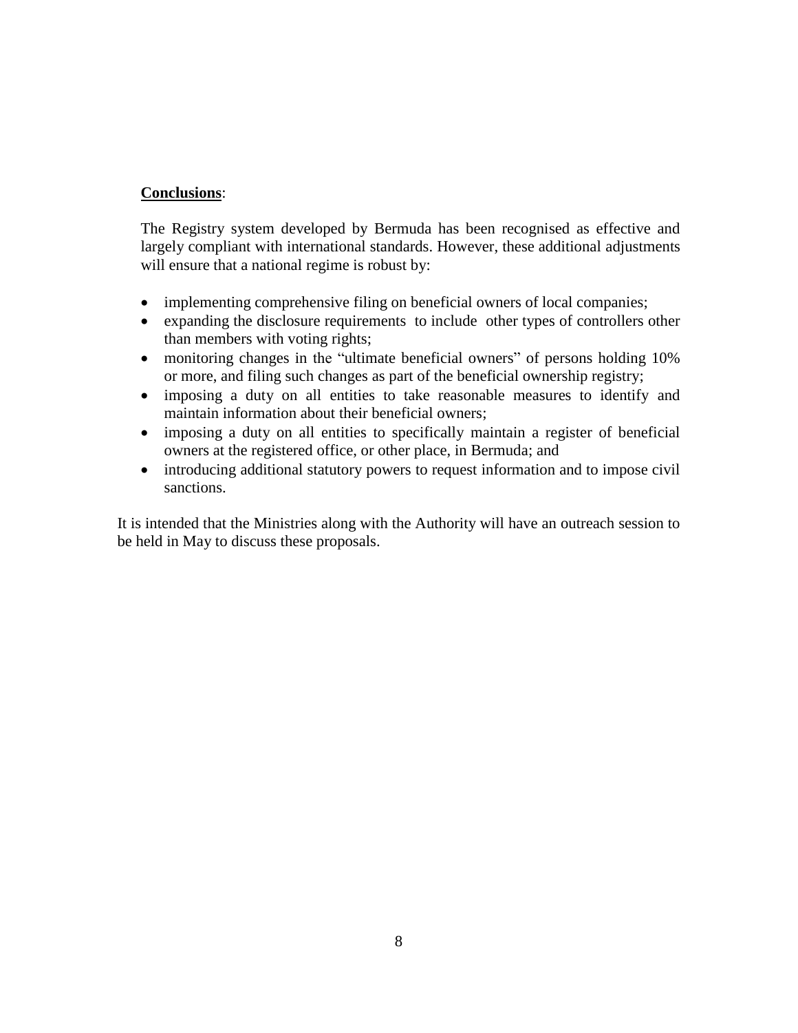**Conclusions**:

The Registry system developed by Bermuda has been recognised as effective and largely compliant with international standards. However, these additional adjustments will ensure that a national regime is robust by:

- implementing comprehensive filing on beneficial owners of local companies;
- expanding the disclosure requirements to include other types of controllers other than members with voting rights;
- monitoring changes in the "ultimate beneficial owners" of persons holding 10% or more, and filing such changes as part of the beneficial ownership registry;
- imposing a duty on all entities to take reasonable measures to identify and maintain information about their beneficial owners;
- imposing a duty on all entities to specifically maintain a register of beneficial owners at the registered office, or other place, in Bermuda; and
- introducing additional statutory powers to request information and to impose civil sanctions.

It is intended that the Ministries along with the Authority will have an outreach session to be held in May to discuss these proposals.